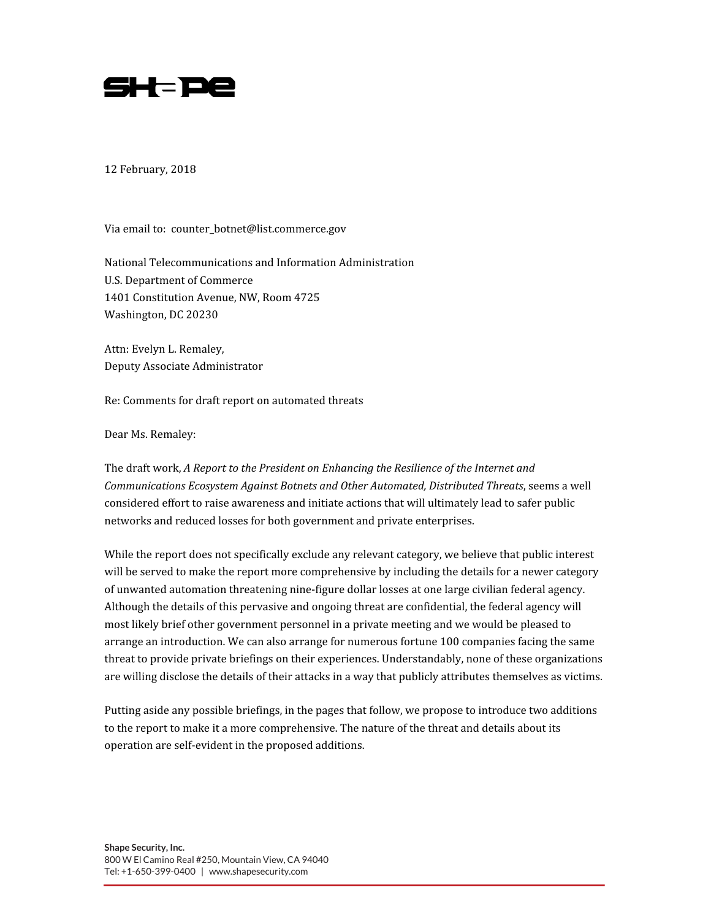SHAPE

12 February, 2018

Via email to: counter_botnet@list.commerce.gov

National Telecommunications and Information Administration
U.S. Department of Commerce
1401 Constitution Avenue, NW, Room 4725
Washington, DC 20230

Attn: Evelyn L. Remaley,
Deputy Associate Administrator

Re: Comments for draft report on automated threats

Dear Ms. Remaley:

The draft work, *A Report to the President on Enhancing the Resilience of the Internet and Communications Ecosystem Against Botnets and Other Automated, Distributed Threats*, seems a well considered effort to raise awareness and initiate actions that will ultimately lead to safer public networks and reduced losses for both government and private enterprises.

While the report does not specifically exclude any relevant category, we believe that public interest will be served to make the report more comprehensive by including the details for a newer category of unwanted automation threatening nine-figure dollar losses at one large civilian federal agency. Although the details of this pervasive and ongoing threat are confidential, the federal agency will most likely brief other government personnel in a private meeting and we would be pleased to arrange an introduction. We can also arrange for numerous fortune 100 companies facing the same threat to provide private briefings on their experiences. Understandably, none of these organizations are willing disclose the details of their attacks in a way that publicly attributes themselves as victims.

Putting aside any possible briefings, in the pages that follow, we propose to introduce two additions to the report to make it a more comprehensive. The nature of the threat and details about its operation are self-evident in the proposed additions.

**Shape Security, Inc.**
800 W El Camino Real #250, Mountain View, CA 94040
Tel: +1-650-399-0400 | www.shapesecurity.com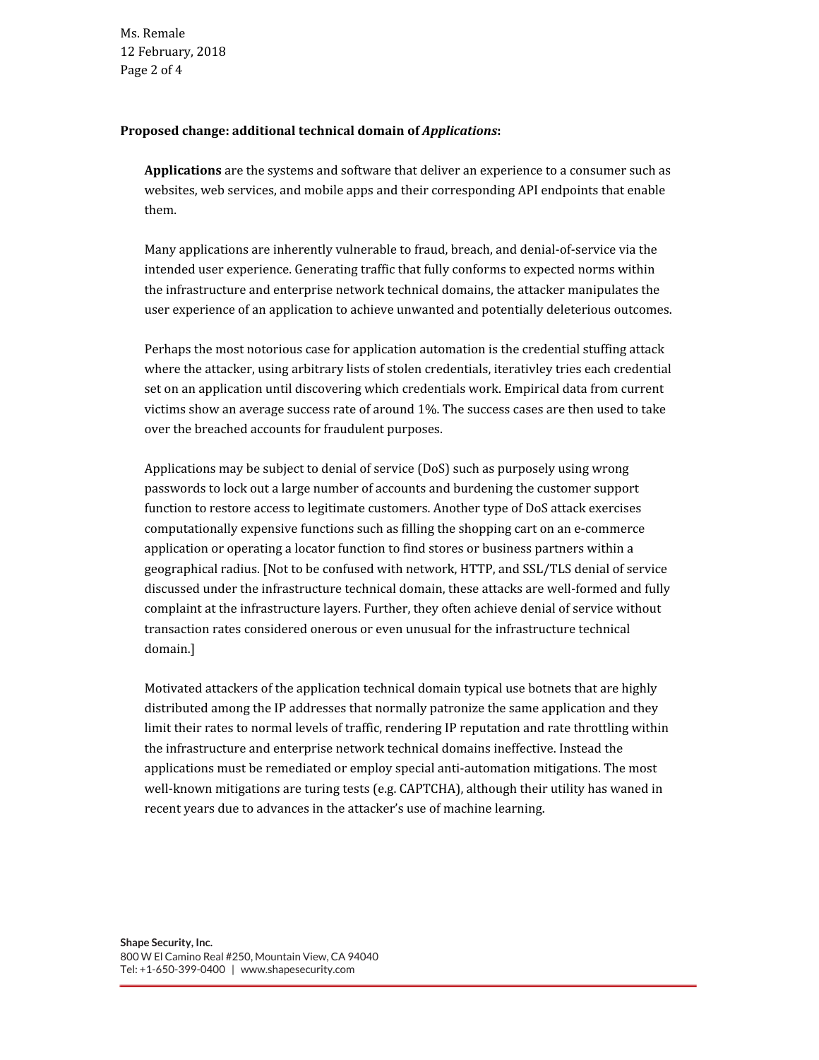**Proposed change: additional technical domain of *Applications*:**

**Applications** are the systems and software that deliver an experience to a consumer such as websites, web services, and mobile apps and their corresponding API endpoints that enable them.

Many applications are inherently vulnerable to fraud, breach, and denial-of-service via the intended user experience. Generating traffic that fully conforms to expected norms within the infrastructure and enterprise network technical domains, the attacker manipulates the user experience of an application to achieve unwanted and potentially deleterious outcomes.

Perhaps the most notorious case for application automation is the credential stuffing attack where the attacker, using arbitrary lists of stolen credentials, iterativley tries each credential set on an application until discovering which credentials work. Empirical data from current victims show an average success rate of around 1%. The success cases are then used to take over the breached accounts for fraudulent purposes.

Applications may be subject to denial of service (DoS) such as purposely using wrong passwords to lock out a large number of accounts and burdening the customer support function to restore access to legitimate customers. Another type of DoS attack exercises computationally expensive functions such as filling the shopping cart on an e-commerce application or operating a locator function to find stores or business partners within a geographical radius. [Not to be confused with network, HTTP, and SSL/TLS denial of service discussed under the infrastructure technical domain, these attacks are well-formed and fully complaint at the infrastructure layers. Further, they often achieve denial of service without transaction rates considered onerous or even unusual for the infrastructure technical domain.]

Motivated attackers of the application technical domain typical use botnets that are highly distributed among the IP addresses that normally patronize the same application and they limit their rates to normal levels of traffic, rendering IP reputation and rate throttling within the infrastructure and enterprise network technical domains ineffective. Instead the applications must be remediated or employ special anti-automation mitigations. The most well-known mitigations are turing tests (e.g. CAPTCHA), although their utility has waned in recent years due to advances in the attacker's use of machine learning.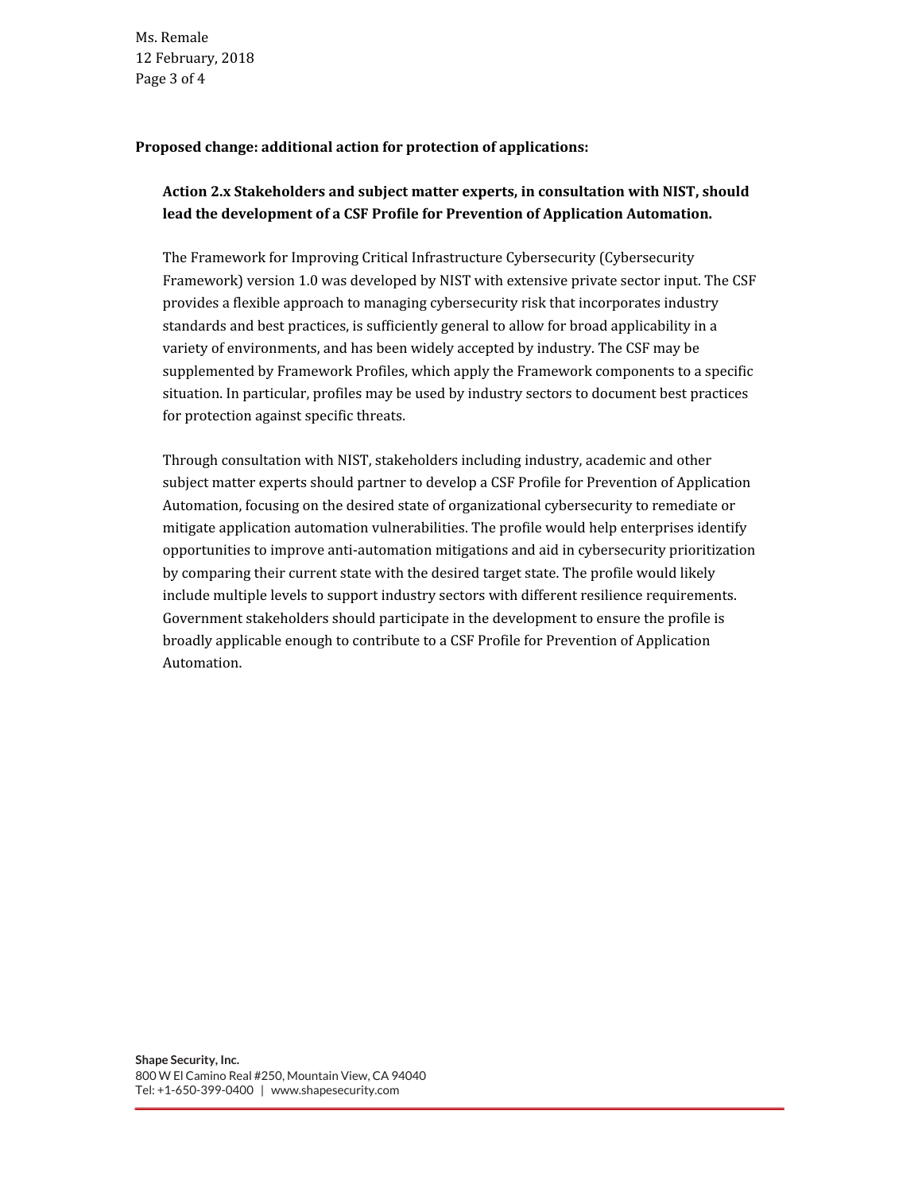**Proposed change: additional action for protection of applications:**

**Action 2.x Stakeholders and subject matter experts, in consultation with NIST, should lead the development of a CSF Profile for Prevention of Application Automation.**

The Framework for Improving Critical Infrastructure Cybersecurity (Cybersecurity Framework) version 1.0 was developed by NIST with extensive private sector input. The CSF provides a flexible approach to managing cybersecurity risk that incorporates industry standards and best practices, is sufficiently general to allow for broad applicability in a variety of environments, and has been widely accepted by industry. The CSF may be supplemented by Framework Profiles, which apply the Framework components to a specific situation. In particular, profiles may be used by industry sectors to document best practices for protection against specific threats.

Through consultation with NIST, stakeholders including industry, academic and other subject matter experts should partner to develop a CSF Profile for Prevention of Application Automation, focusing on the desired state of organizational cybersecurity to remediate or mitigate application automation vulnerabilities. The profile would help enterprises identify opportunities to improve anti-automation mitigations and aid in cybersecurity prioritization by comparing their current state with the desired target state. The profile would likely include multiple levels to support industry sectors with different resilience requirements. Government stakeholders should participate in the development to ensure the profile is broadly applicable enough to contribute to a CSF Profile for Prevention of Application Automation.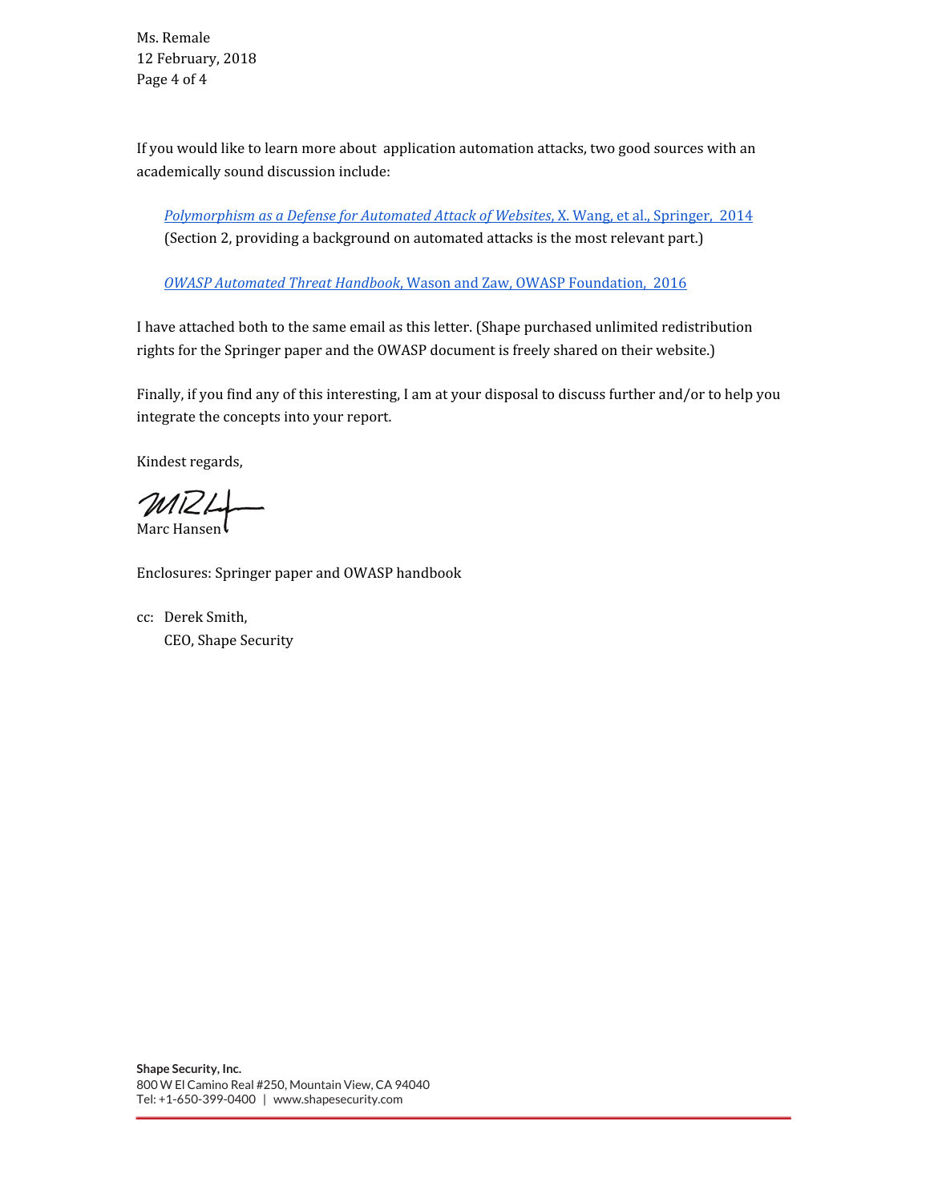If you would like to learn more about application automation attacks, two good sources with an academically sound discussion include:

> *Polymorphism as a Defense for Automated Attack of Websites*, X. Wang, et al., Springer, 2014
> (Section 2, providing a background on automated attacks is the most relevant part.)
>
> *OWASP Automated Threat Handbook*, Wason and Zaw, OWASP Foundation, 2016

I have attached both to the same email as this letter. (Shape purchased unlimited redistribution rights for the Springer paper and the OWASP document is freely shared on their website.)

Finally, if you find any of this interesting, I am at your disposal to discuss further and/or to help you integrate the concepts into your report.

Kindest regards,

Marc Hansen

Enclosures: Springer paper and OWASP handbook

cc: Derek Smith,
CEO, Shape Security

**Shape Security, Inc.**
800 W El Camino Real #250, Mountain View, CA 94040
Tel: +1-650-399-0400 | www.shapesecurity.com